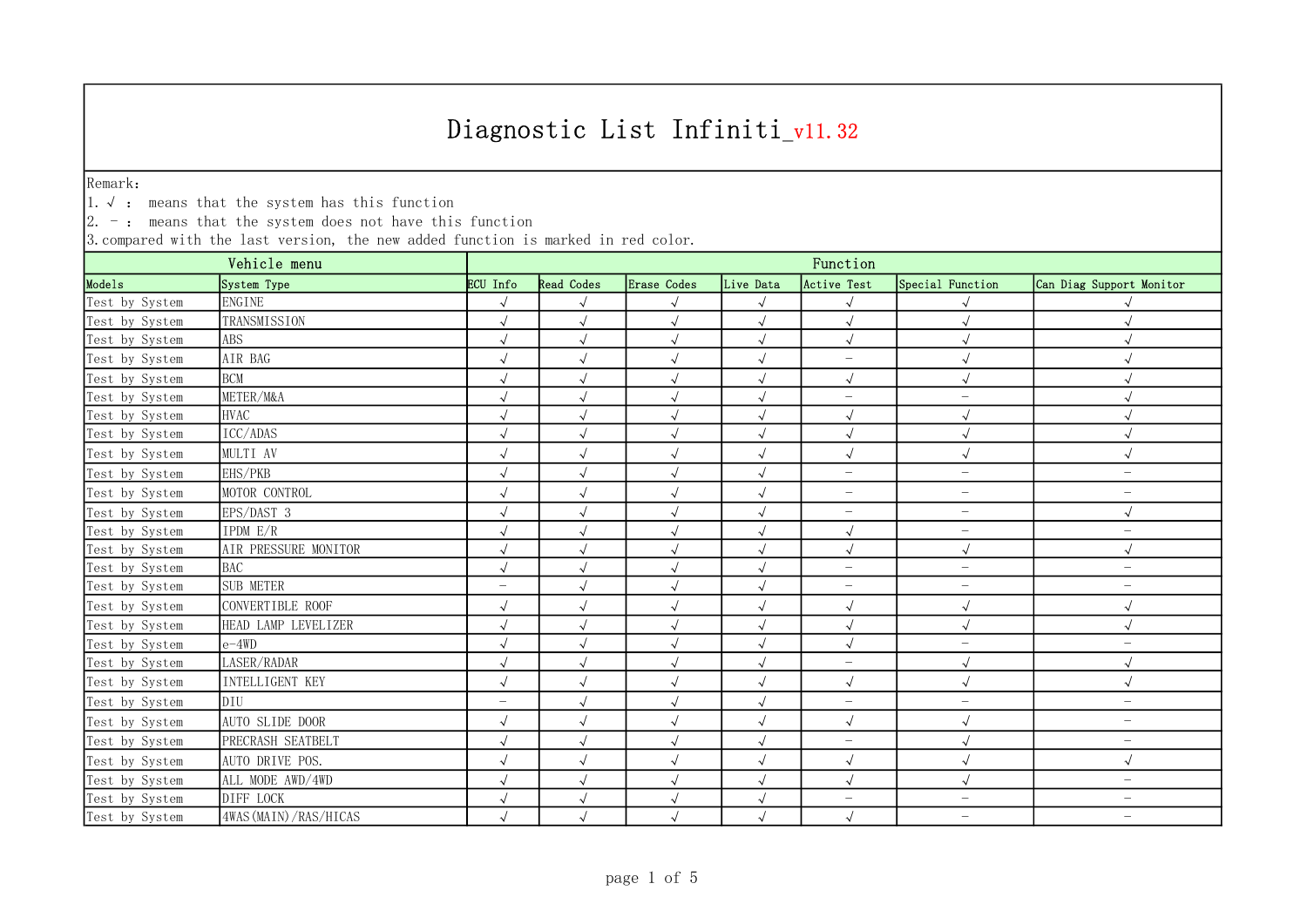# Diagnostic List Infiniti_v11.32

Remark:
1. √ : means that the system has this function
2. - : means that the system does not have this function
3. compared with the last version, the new added function is marked in red color.

| Vehicle menu | | Function | | | | | | |
|---|---|---|---|---|---|---|---|---|
| Models | System Type | ECU Info | Read Codes | Erase Codes | Live Data | Active Test | Special Function | Can Diag Support Monitor |
| Test by System | ENGINE | √ | √ | √ | √ | √ | √ | √ |
| Test by System | TRANSMISSION | √ | √ | √ | √ | √ | √ | √ |
| Test by System | ABS | √ | √ | √ | √ | √ | √ | √ |
| Test by System | AIR BAG | √ | √ | √ | √ | - | √ | √ |
| Test by System | BCM | √ | √ | √ | √ | √ | √ | √ |
| Test by System | METER/M&A | √ | √ | √ | √ | - | - | √ |
| Test by System | HVAC | √ | √ | √ | √ | √ | √ | √ |
| Test by System | ICC/ADAS | √ | √ | √ | √ | √ | √ | √ |
| Test by System | MULTI AV | √ | √ | √ | √ | √ | √ | √ |
| Test by System | EHS/PKB | √ | √ | √ | √ | - | - | - |
| Test by System | MOTOR CONTROL | √ | √ | √ | √ | - | - | - |
| Test by System | EPS/DAST 3 | √ | √ | √ | √ | - | - | √ |
| Test by System | IPDM E/R | √ | √ | √ | √ | √ | - | - |
| Test by System | AIR PRESSURE MONITOR | √ | √ | √ | √ | √ | √ | √ |
| Test by System | BAC | √ | √ | √ | √ | - | - | - |
| Test by System | SUB METER | - | √ | √ | √ | - | - | - |
| Test by System | CONVERTIBLE ROOF | √ | √ | √ | √ | √ | √ | √ |
| Test by System | HEAD LAMP LEVELIZER | √ | √ | √ | √ | √ | √ | √ |
| Test by System | e-4WD | √ | √ | √ | √ | √ | - | - |
| Test by System | LASER/RADAR | √ | √ | √ | √ | - | √ | √ |
| Test by System | INTELLIGENT KEY | √ | √ | √ | √ | √ | √ | √ |
| Test by System | DIU | - | √ | √ | √ | - | - | - |
| Test by System | AUTO SLIDE DOOR | √ | √ | √ | √ | √ | √ | - |
| Test by System | PRECRASH SEATBELT | √ | √ | √ | √ | - | √ | - |
| Test by System | AUTO DRIVE POS. | √ | √ | √ | √ | √ | √ | √ |
| Test by System | ALL MODE AWD/4WD | √ | √ | √ | √ | √ | √ | - |
| Test by System | DIFF LOCK | √ | √ | √ | √ | - | - | - |
| Test by System | 4WAS(MAIN)/RAS/HICAS | √ | √ | √ | √ | √ | - | - |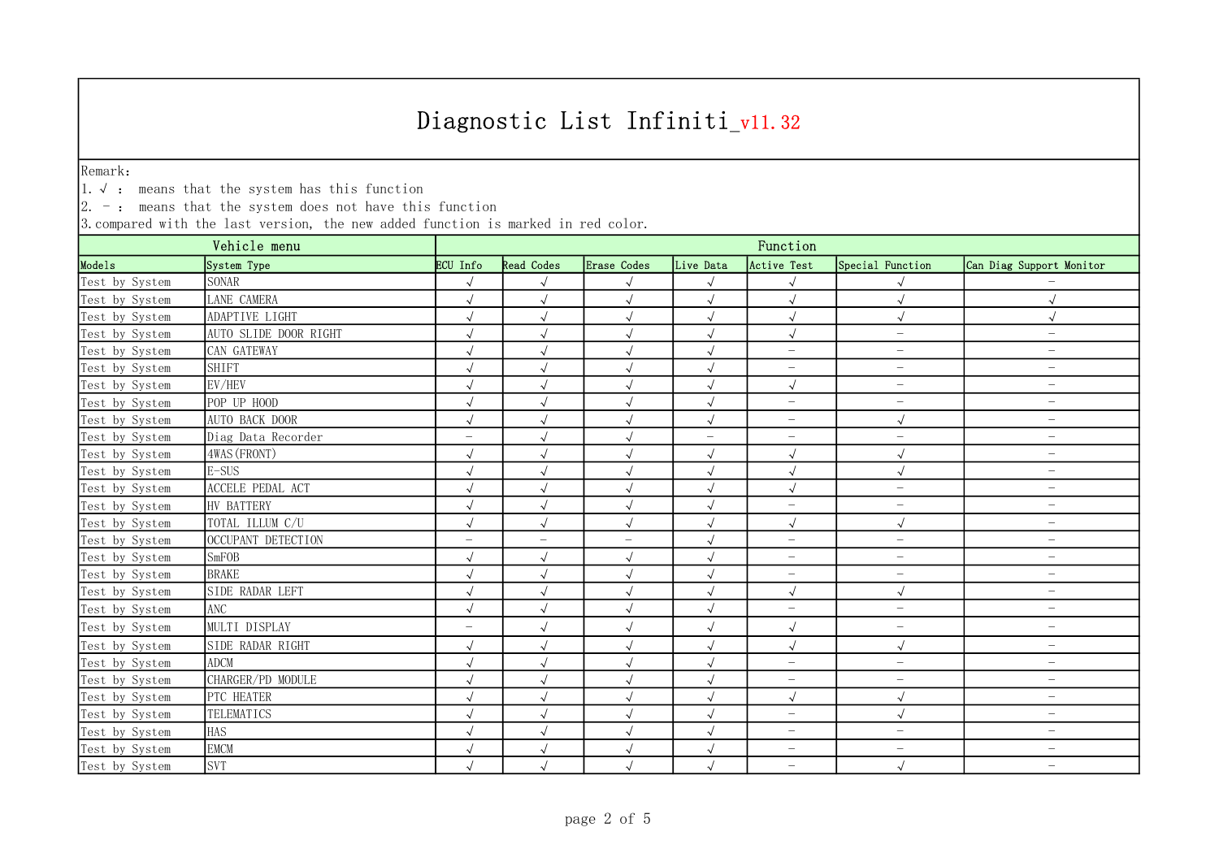# Diagnostic List Infiniti_v11.32

Remark:

1. √ : means that the system has this function
2. – : means that the system does not have this function
3. compared with the last version, the new added function is marked in red color.

| Vehicle menu | | Function | | | | | | |
|---|---|---|---|---|---|---|---|---|
| Models | System Type | ECU Info | Read Codes | Erase Codes | Live Data | Active Test | Special Function | Can Diag Support Monitor |
| Test by System | SONAR | √ | √ | √ | √ | √ | √ | – |
| Test by System | LANE CAMERA | √ | √ | √ | √ | √ | √ | √ |
| Test by System | ADAPTIVE LIGHT | √ | √ | √ | √ | √ | √ | √ |
| Test by System | AUTO SLIDE DOOR RIGHT | √ | √ | √ | √ | √ | – | – |
| Test by System | CAN GATEWAY | √ | √ | √ | √ | – | – | – |
| Test by System | SHIFT | √ | √ | √ | √ | – | – | – |
| Test by System | EV/HEV | √ | √ | √ | √ | √ | – | – |
| Test by System | POP UP HOOD | √ | √ | √ | √ | – | – | – |
| Test by System | AUTO BACK DOOR | √ | √ | √ | √ | – | √ | – |
| Test by System | Diag Data Recorder | – | √ | √ | – | – | – | – |
| Test by System | 4WAS(FRONT) | √ | √ | √ | √ | √ | √ | – |
| Test by System | E-SUS | √ | √ | √ | √ | √ | √ | – |
| Test by System | ACCELE PEDAL ACT | √ | √ | √ | √ | √ | – | – |
| Test by System | HV BATTERY | √ | √ | √ | √ | – | – | – |
| Test by System | TOTAL ILLUM C/U | √ | √ | √ | √ | √ | √ | – |
| Test by System | OCCUPANT DETECTION | – | – | – | √ | – | – | – |
| Test by System | SmFOB | √ | √ | √ | √ | – | – | – |
| Test by System | BRAKE | √ | √ | √ | √ | – | – | – |
| Test by System | SIDE RADAR LEFT | √ | √ | √ | √ | √ | √ | – |
| Test by System | ANC | √ | √ | √ | √ | – | – | – |
| Test by System | MULTI DISPLAY | – | √ | √ | √ | √ | – | – |
| Test by System | SIDE RADAR RIGHT | √ | √ | √ | √ | √ | √ | – |
| Test by System | ADCM | √ | √ | √ | √ | – | – | – |
| Test by System | CHARGER/PD MODULE | √ | √ | √ | √ | – | – | – |
| Test by System | PTC HEATER | √ | √ | √ | √ | √ | √ | – |
| Test by System | TELEMATICS | √ | √ | √ | √ | – | √ | – |
| Test by System | HAS | √ | √ | √ | √ | – | – | – |
| Test by System | EMCM | √ | √ | √ | √ | – | – | – |
| Test by System | SVT | √ | √ | √ | √ | – | √ | – |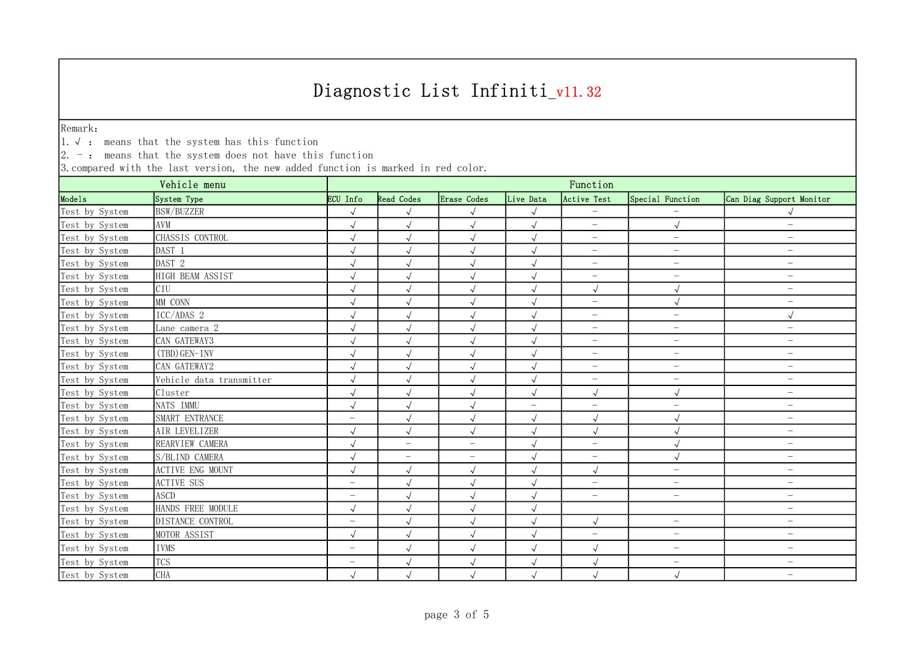# Diagnostic List Infiniti_v11.32

Remark:
1. √ : means that the system has this function
2. - : means that the system does not have this function
3. compared with the last version, the new added function is marked in red color.

| Vehicle menu | | Function | | | | | | |
|---|---|---|---|---|---|---|---|---|
| Models | System Type | ECU Info | Read Codes | Erase Codes | Live Data | Active Test | Special Function | Can Diag Support Monitor |
| Test by System | BSW/BUZZER | √ | √ | √ | √ | - | - | √ |
| Test by System | AVM | √ | √ | √ | √ | - | √ | - |
| Test by System | CHASSIS CONTROL | √ | √ | √ | √ | - | - | - |
| Test by System | DAST 1 | √ | √ | √ | √ | - | - | - |
| Test by System | DAST 2 | √ | √ | √ | √ | - | - | - |
| Test by System | HIGH BEAM ASSIST | √ | √ | √ | √ | - | - | - |
| Test by System | CIU | √ | √ | √ | √ | √ | √ | - |
| Test by System | MM CONN | √ | √ | √ | √ | - | √ | - |
| Test by System | ICC/ADAS 2 | √ | √ | √ | √ | - | - | √ |
| Test by System | Lane camera 2 | √ | √ | √ | √ | - | - | - |
| Test by System | CAN GATEWAY3 | √ | √ | √ | √ | - | - | - |
| Test by System | (TBD)GEN-INV | √ | √ | √ | √ | - | - | - |
| Test by System | CAN GATEWAY2 | √ | √ | √ | √ | - | - | - |
| Test by System | Vehicle data transmitter | √ | √ | √ | √ | - | - | - |
| Test by System | Cluster | √ | √ | √ | √ | √ | √ | - |
| Test by System | NATS IMMU | √ | √ | √ | - | - | - | - |
| Test by System | SMART ENTRANCE | - | √ | √ | √ | √ | √ | - |
| Test by System | AIR LEVELIZER | √ | √ | √ | √ | √ | √ | - |
| Test by System | REARVIEW CAMERA | √ | - | - | √ | - | √ | - |
| Test by System | S/BLIND CAMERA | √ | - | - | √ | - | √ | - |
| Test by System | ACTIVE ENG MOUNT | √ | √ | √ | √ | √ | - | - |
| Test by System | ACTIVE SUS | - | √ | √ | √ | - | - | - |
| Test by System | ASCD | - | √ | √ | √ | - | - | - |
| Test by System | HANDS FREE MODULE | √ | √ | √ | √ | | | - |
| Test by System | DISTANCE CONTROL | - | √ | √ | √ | √ | - | - |
| Test by System | MOTOR ASSIST | √ | √ | √ | √ | - | - | - |
| Test by System | IVMS | - | √ | √ | √ | √ | - | - |
| Test by System | TCS | - | √ | √ | √ | √ | - | - |
| Test by System | CHA | √ | √ | √ | √ | √ | √ | - |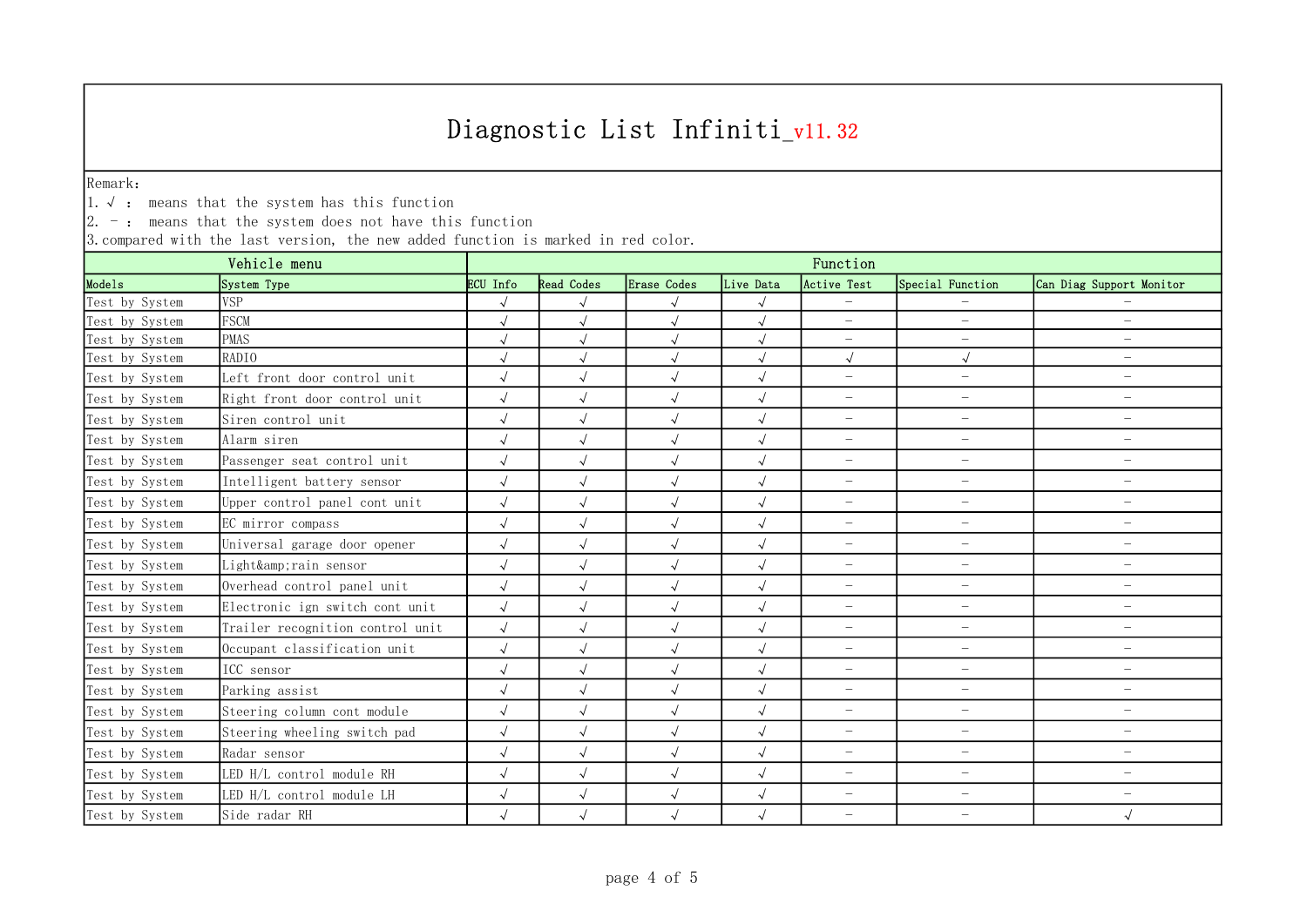# Diagnostic List Infiniti_v11.32

Remark:

1. √ : means that the system has this function
2. － : means that the system does not have this function
3. compared with the last version, the new added function is marked in red color.

| Vehicle menu | | Function | | | | | | |
|---|---|---|---|---|---|---|---|---|
| Models | System Type | ECU Info | Read Codes | Erase Codes | Live Data | Active Test | Special Function | Can Diag Support Monitor |
| Test by System | VSP | √ | √ | √ | √ | － | － | － |
| Test by System | FSCM | √ | √ | √ | √ | － | － | － |
| Test by System | PMAS | √ | √ | √ | √ | － | － | － |
| Test by System | RADIO | √ | √ | √ | √ | √ | √ | － |
| Test by System | Left front door control unit | √ | √ | √ | √ | － | － | － |
| Test by System | Right front door control unit | √ | √ | √ | √ | － | － | － |
| Test by System | Siren control unit | √ | √ | √ | √ | － | － | － |
| Test by System | Alarm siren | √ | √ | √ | √ | － | － | － |
| Test by System | Passenger seat control unit | √ | √ | √ | √ | － | － | － |
| Test by System | Intelligent battery sensor | √ | √ | √ | √ | － | － | － |
| Test by System | Upper control panel cont unit | √ | √ | √ | √ | － | － | － |
| Test by System | EC mirror compass | √ | √ | √ | √ | － | － | － |
| Test by System | Universal garage door opener | √ | √ | √ | √ | － | － | － |
| Test by System | Light&amp;rain sensor | √ | √ | √ | √ | － | － | － |
| Test by System | Overhead control panel unit | √ | √ | √ | √ | － | － | － |
| Test by System | Electronic ign switch cont unit | √ | √ | √ | √ | － | － | － |
| Test by System | Trailer recognition control unit | √ | √ | √ | √ | － | － | － |
| Test by System | Occupant classification unit | √ | √ | √ | √ | － | － | － |
| Test by System | ICC sensor | √ | √ | √ | √ | － | － | － |
| Test by System | Parking assist | √ | √ | √ | √ | － | － | － |
| Test by System | Steering column cont module | √ | √ | √ | √ | － | － | － |
| Test by System | Steering wheeling switch pad | √ | √ | √ | √ | － | － | － |
| Test by System | Radar sensor | √ | √ | √ | √ | － | － | － |
| Test by System | LED H/L control module RH | √ | √ | √ | √ | － | － | － |
| Test by System | LED H/L control module LH | √ | √ | √ | √ | － | － | － |
| Test by System | Side radar RH | √ | √ | √ | √ | － | － | √ |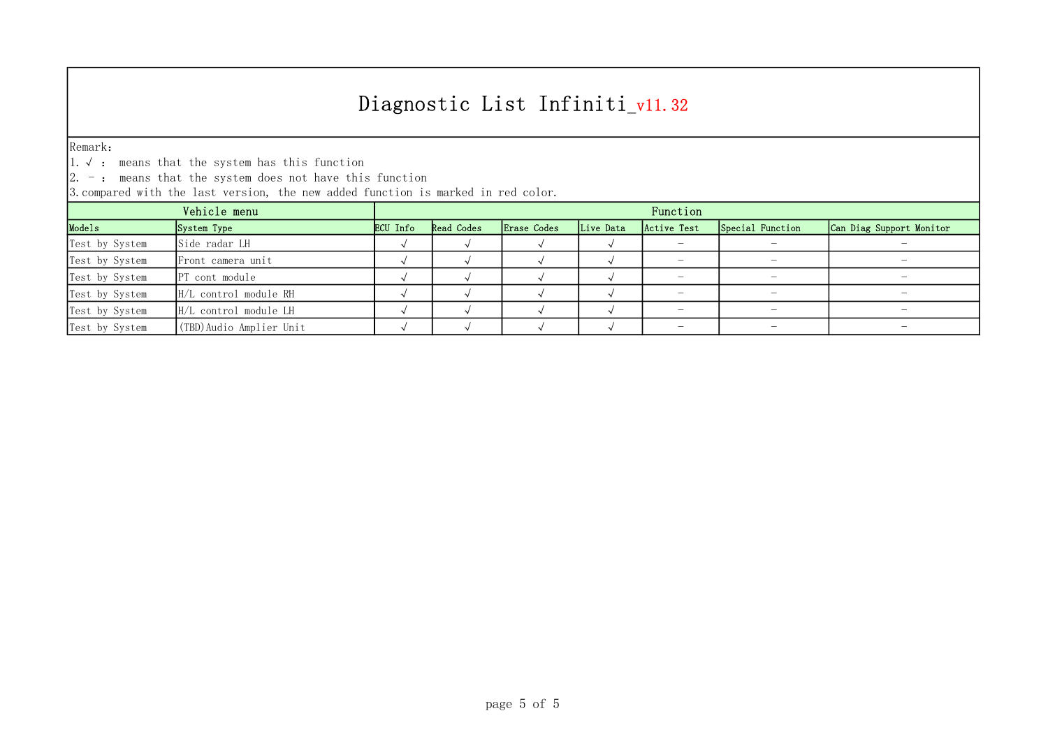# Diagnostic List Infiniti_v11.32

Remark:
1. √ ： means that the system has this function
2. － ： means that the system does not have this function
3. compared with the last version, the new added function is marked in red color.

| Vehicle menu | | Function | | | | | | |
|---|---|---|---|---|---|---|---|---|
| Models | System Type | ECU Info | Read Codes | Erase Codes | Live Data | Active Test | Special Function | Can Diag Support Monitor |
| Test by System | Side radar LH | √ | √ | √ | √ | － | － | － |
| Test by System | Front camera unit | √ | √ | √ | √ | － | － | － |
| Test by System | PT cont module | √ | √ | √ | √ | － | － | － |
| Test by System | H/L control module RH | √ | √ | √ | √ | － | － | － |
| Test by System | H/L control module LH | √ | √ | √ | √ | － | － | － |
| Test by System | (TBD)Audio Amplier Unit | √ | √ | √ | √ | － | － | － |